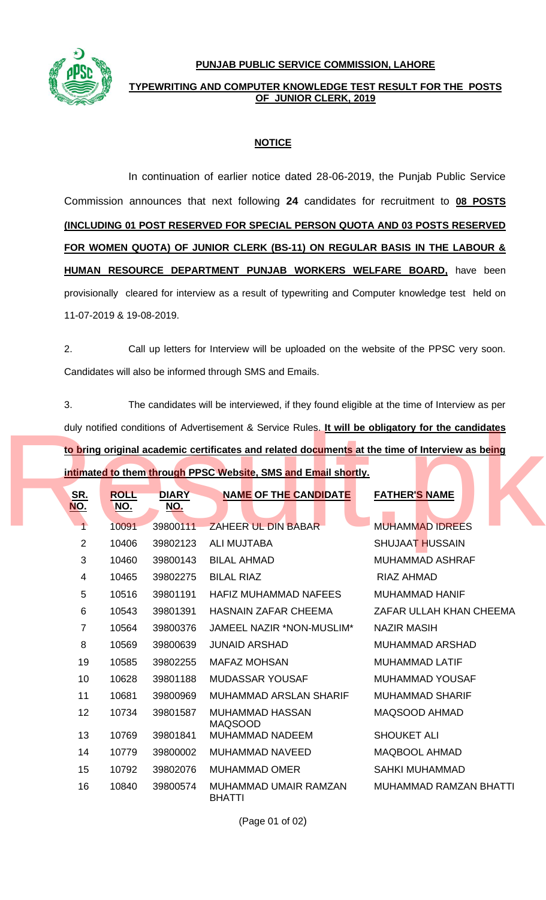**PUNJAB PUBLIC SERVICE COMMISSION, LAHORE**

**TYPEWRITING AND COMPUTER KNOWLEDGE TEST RESULT FOR THE POSTS OF JUNIOR CLERK, 2019**

**NOTICE**

In continuation of earlier notice dated 28-06-2019, the Punjab Public Service Commission announces that next following **24** candidates for recruitment to **08 POSTS (INCLUDING 01 POST RESERVED FOR SPECIAL PERSON QUOTA AND 03 POSTS RESERVED FOR WOMEN QUOTA) OF JUNIOR CLERK (BS-11) ON REGULAR BASIS IN THE LABOUR & HUMAN RESOURCE DEPARTMENT PUNJAB WORKERS WELFARE BOARD,** have been provisionally cleared for interview as a result of typewriting and Computer knowledge test held on 11-07-2019 & 19-08-2019.

2. Call up letters for Interview will be uploaded on the website of the PPSC very soon. Candidates will also be informed through SMS and Emails.

3. The candidates will be interviewed, if they found eligible at the time of Interview as per duly notified conditions of Advertisement & Service Rules. **It will be obligatory for the candidates to bring original academic certificates and related documents at the time of Interview as being intimated to them through PPSC Website, SMS and Email shortly.**

| SR. NO. | ROLL NO. | DIARY NO. | NAME OF THE CANDIDATE | FATHER'S NAME |
|---|---|---|---|---|
| 1 | 10091 | 39800111 | ZAHEER UL DIN BABAR | MUHAMMAD IDREES |
| 2 | 10406 | 39802123 | ALI MUJTABA | SHUJAAT HUSSAIN |
| 3 | 10460 | 39800143 | BILAL AHMAD | MUHAMMAD ASHRAF |
| 4 | 10465 | 39802275 | BILAL RIAZ | RIAZ AHMAD |
| 5 | 10516 | 39801191 | HAFIZ MUHAMMAD NAFEES | MUHAMMAD HANIF |
| 6 | 10543 | 39801391 | HASNAIN ZAFAR CHEEMA | ZAFAR ULLAH KHAN CHEEMA |
| 7 | 10564 | 39800376 | JAMEEL NAZIR *NON-MUSLIM* | NAZIR MASIH |
| 8 | 10569 | 39800639 | JUNAID ARSHAD | MUHAMMAD ARSHAD |
| 19 | 10585 | 39802255 | MAFAZ MOHSAN | MUHAMMAD LATIF |
| 10 | 10628 | 39801188 | MUDASSAR YOUSAF | MUHAMMAD YOUSAF |
| 11 | 10681 | 39800969 | MUHAMMAD ARSLAN SHARIF | MUHAMMAD SHARIF |
| 12 | 10734 | 39801587 | MUHAMMAD HASSAN MAQSOOD | MAQSOOD AHMAD |
| 13 | 10769 | 39801841 | MUHAMMAD NADEEM | SHOUKET ALI |
| 14 | 10779 | 39800002 | MUHAMMAD NAVEED | MAQBOOL AHMAD |
| 15 | 10792 | 39802076 | MUHAMMAD OMER | SAHKI MUHAMMAD |
| 16 | 10840 | 39800574 | MUHAMMAD UMAIR RAMZAN BHATTI | MUHAMMAD RAMZAN BHATTI |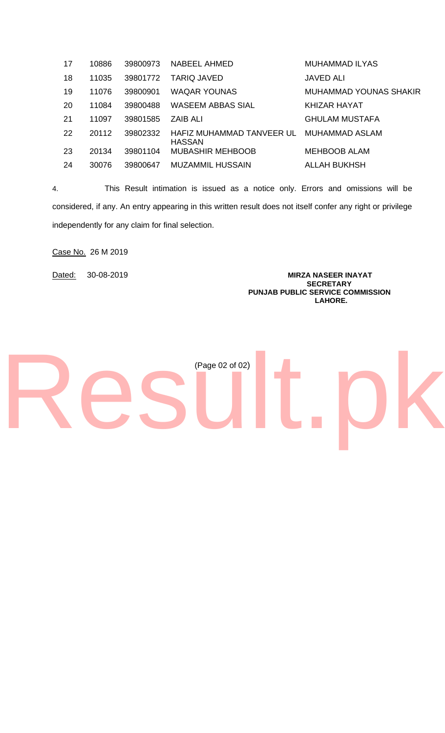| | | | | |
|---|---|---|---|---|
| 17 | 10886 | 39800973 | NABEEL AHMED | MUHAMMAD ILYAS |
| 18 | 11035 | 39801772 | TARIQ JAVED | JAVED ALI |
| 19 | 11076 | 39800901 | WAQAR YOUNAS | MUHAMMAD YOUNAS SHAKIR |
| 20 | 11084 | 39800488 | WASEEM ABBAS SIAL | KHIZAR HAYAT |
| 21 | 11097 | 39801585 | ZAIB ALI | GHULAM MUSTAFA |
| 22 | 20112 | 39802332 | HAFIZ MUHAMMAD TANVEER UL HASSAN | MUHAMMAD ASLAM |
| 23 | 20134 | 39801104 | MUBASHIR MEHBOOB | MEHBOOB ALAM |
| 24 | 30076 | 39800647 | MUZAMMIL HUSSAIN | ALLAH BUKHSH |

4. This Result intimation is issued as a notice only. Errors and omissions will be considered, if any. An entry appearing in this written result does not itself confer any right or privilege independently for any claim for final selection.

Case No. 26 M 2019

Dated: 30-08-2019

**MIRZA NASEER INAYAT**
**SECRETARY**
**PUNJAB PUBLIC SERVICE COMMISSION**
**LAHORE.**

Result.pk